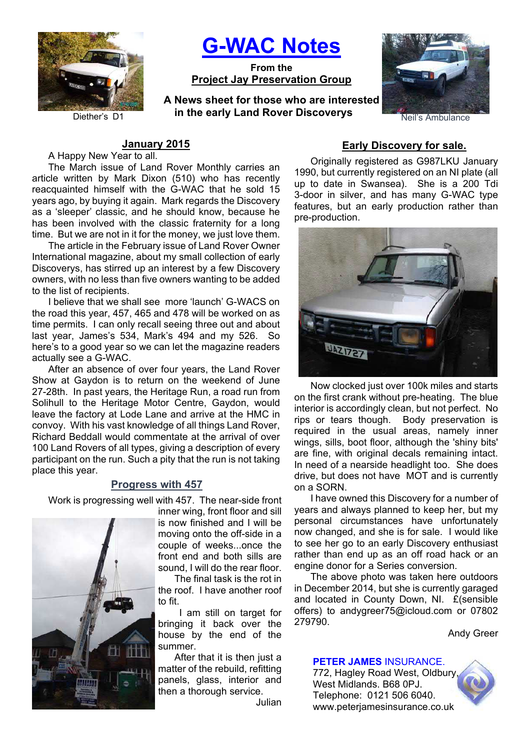# G-WAC Notes

**From the**
**Project Jay Preservation Group**

**A News sheet for those who are interested in the early Land Rover Discoverys**

Diether's D1

Neil's Ambulance

## January 2015

A Happy New Year to all.

The March issue of Land Rover Monthly carries an article written by Mark Dixon (510) who has recently reacquainted himself with the G-WAC that he sold 15 years ago, by buying it again. Mark regards the Discovery as a 'sleeper' classic, and he should know, because he has been involved with the classic fraternity for a long time. But we are not in it for the money, we just love them.

The article in the February issue of Land Rover Owner International magazine, about my small collection of early Discoverys, has stirred up an interest by a few Discovery owners, with no less than five owners wanting to be added to the list of recipients.

I believe that we shall see more 'launch' G-WACS on the road this year, 457, 465 and 478 will be worked on as time permits. I can only recall seeing three out and about last year, James's 534, Mark's 494 and my 526. So here's to a good year so we can let the magazine readers actually see a G-WAC.

After an absence of over four years, the Land Rover Show at Gaydon is to return on the weekend of June 27-28th. In past years, the Heritage Run, a road run from Solihull to the Heritage Motor Centre, Gaydon, would leave the factory at Lode Lane and arrive at the HMC in convoy. With his vast knowledge of all things Land Rover, Richard Beddall would commentate at the arrival of over 100 Land Rovers of all types, giving a description of every participant on the run. Such a pity that the run is not taking place this year.

## Progress with 457

Work is progressing well with 457. The near-side front inner wing, front floor and sill is now finished and I will be moving onto the off-side in a couple of weeks...once the front end and both sills are sound, I will do the rear floor.

The final task is the rot in the roof. I have another roof to fit.

I am still on target for bringing it back over the house by the end of the summer.

After that it is then just a matter of the rebuild, refitting panels, glass, interior and then a thorough service.

Julian

## Early Discovery for sale.

Originally registered as G987LKU January 1990, but currently registered on an NI plate (all up to date in Swansea). She is a 200 Tdi 3-door in silver, and has many G-WAC type features, but an early production rather than pre-production.

Now clocked just over 100k miles and starts on the first crank without pre-heating. The blue interior is accordingly clean, but not perfect. No rips or tears though. Body preservation is required in the usual areas, namely inner wings, sills, boot floor, although the 'shiny bits' are fine, with original decals remaining intact. In need of a nearside headlight too. She does drive, but does not have MOT and is currently on a SORN.

I have owned this Discovery for a number of years and always planned to keep her, but my personal circumstances have unfortunately now changed, and she is for sale. I would like to see her go to an early Discovery enthusiast rather than end up as an off road hack or an engine donor for a Series conversion.

The above photo was taken here outdoors in December 2014, but she is currently garaged and located in County Down, NI. £(sensible offers) to andygreer75@icloud.com or 07802 279790.

Andy Greer

**PETER JAMES** INSURANCE.
772, Hagley Road West, Oldbury, West Midlands. B68 0PJ.
Telephone: 0121 506 6040.
www.peterjamesinsurance.co.uk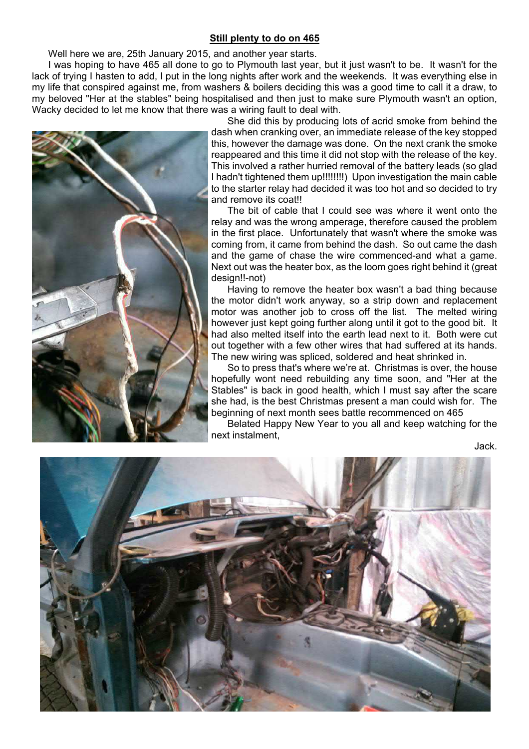## Still plenty to do on 465

Well here we are, 25th January 2015, and another year starts.

I was hoping to have 465 all done to go to Plymouth last year, but it just wasn't to be. It wasn't for the lack of trying I hasten to add, I put in the long nights after work and the weekends. It was everything else in my life that conspired against me, from washers & boilers deciding this was a good time to call it a draw, to my beloved "Her at the stables" being hospitalised and then just to make sure Plymouth wasn't an option, Wacky decided to let me know that there was a wiring fault to deal with.

She did this by producing lots of acrid smoke from behind the dash when cranking over, an immediate release of the key stopped this, however the damage was done. On the next crank the smoke reappeared and this time it did not stop with the release of the key. This involved a rather hurried removal of the battery leads (so glad I hadn't tightened them up!!!!!!!!) Upon investigation the main cable to the starter relay had decided it was too hot and so decided to try and remove its coat!!

The bit of cable that I could see was where it went onto the relay and was the wrong amperage, therefore caused the problem in the first place. Unfortunately that wasn't where the smoke was coming from, it came from behind the dash. So out came the dash and the game of chase the wire commenced-and what a game. Next out was the heater box, as the loom goes right behind it (great design!!-not)

Having to remove the heater box wasn't a bad thing because the motor didn't work anyway, so a strip down and replacement motor was another job to cross off the list. The melted wiring however just kept going further along until it got to the good bit. It had also melted itself into the earth lead next to it. Both were cut out together with a few other wires that had suffered at its hands. The new wiring was spliced, soldered and heat shrinked in.

So to press that's where we're at. Christmas is over, the house hopefully wont need rebuilding any time soon, and "Her at the Stables" is back in good health, which I must say after the scare she had, is the best Christmas present a man could wish for. The beginning of next month sees battle recommenced on 465

Belated Happy New Year to you all and keep watching for the next instalment,

Jack.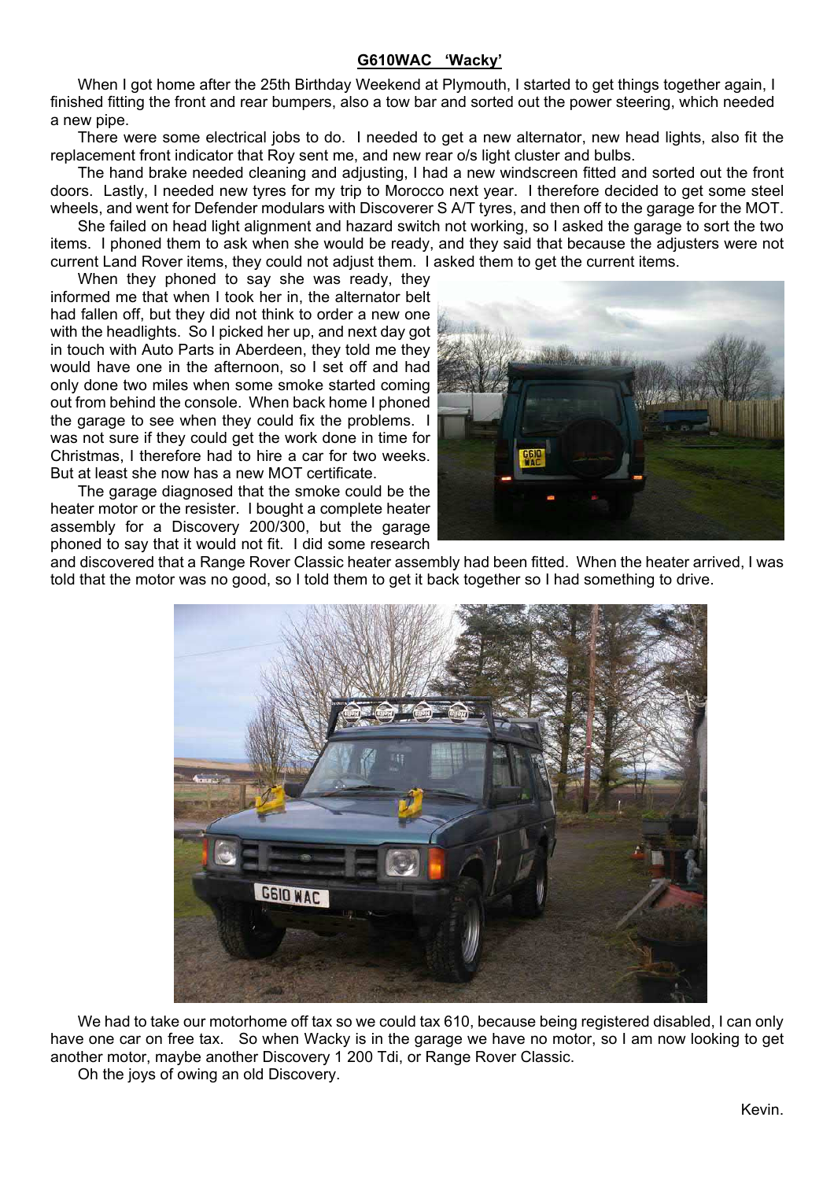**G610WAC ‘Wacky’**

When I got home after the 25th Birthday Weekend at Plymouth, I started to get things together again, I finished fitting the front and rear bumpers, also a tow bar and sorted out the power steering, which needed a new pipe.

There were some electrical jobs to do. I needed to get a new alternator, new head lights, also fit the replacement front indicator that Roy sent me, and new rear o/s light cluster and bulbs.

The hand brake needed cleaning and adjusting, I had a new windscreen fitted and sorted out the front doors. Lastly, I needed new tyres for my trip to Morocco next year. I therefore decided to get some steel wheels, and went for Defender modulars with Discoverer S A/T tyres, and then off to the garage for the MOT.

She failed on head light alignment and hazard switch not working, so I asked the garage to sort the two items. I phoned them to ask when she would be ready, and they said that because the adjusters were not current Land Rover items, they could not adjust them. I asked them to get the current items.

When they phoned to say she was ready, they informed me that when I took her in, the alternator belt had fallen off, but they did not think to order a new one with the headlights. So I picked her up, and next day got in touch with Auto Parts in Aberdeen, they told me they would have one in the afternoon, so I set off and had only done two miles when some smoke started coming out from behind the console. When back home I phoned the garage to see when they could fix the problems. I was not sure if they could get the work done in time for Christmas, I therefore had to hire a car for two weeks. But at least she now has a new MOT certificate.

The garage diagnosed that the smoke could be the heater motor or the resister. I bought a complete heater assembly for a Discovery 200/300, but the garage phoned to say that it would not fit. I did some research and discovered that a Range Rover Classic heater assembly had been fitted. When the heater arrived, I was told that the motor was no good, so I told them to get it back together so I had something to drive.

We had to take our motorhome off tax so we could tax 610, because being registered disabled, I can only have one car on free tax. So when Wacky is in the garage we have no motor, so I am now looking to get another motor, maybe another Discovery 1 200 Tdi, or Range Rover Classic.

Oh the joys of owing an old Discovery.

Kevin.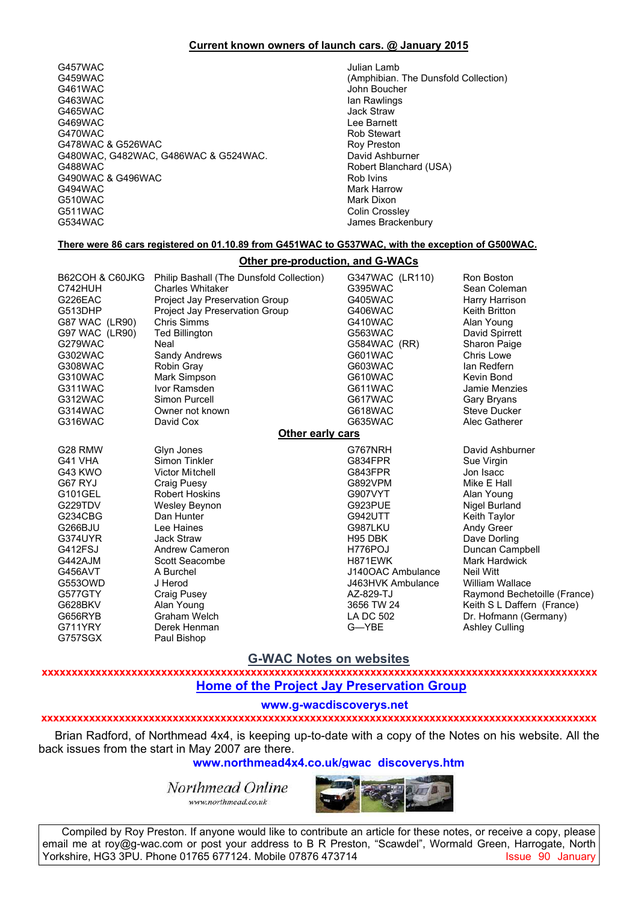## Current known owners of launch cars. @ January 2015

| | |
|---|---|
| G457WAC | Julian Lamb |
| G459WAC | (Amphibian. The Dunsfold Collection) |
| G461WAC | John Boucher |
| G463WAC | Ian Rawlings |
| G465WAC | Jack Straw |
| G469WAC | Lee Barnett |
| G470WAC | Rob Stewart |
| G478WAC & G526WAC | Roy Preston |
| G480WAC, G482WAC, G486WAC & G524WAC. | David Ashburner |
| G488WAC | Robert Blanchard (USA) |
| G490WAC & G496WAC | Rob Ivins |
| G494WAC | Mark Harrow |
| G510WAC | Mark Dixon |
| G511WAC | Colin Crossley |
| G534WAC | James Brackenbury |

**There were 86 cars registered on 01.10.89 from G451WAC to G537WAC, with the exception of G500WAC.**

## Other pre-production, and G-WACs

| | | | |
|---|---|---|---|
| B62COH & C60JKG | Philip Bashall (The Dunsfold Collection) | G347WAC (LR110) | Ron Boston |
| C742HUH | Charles Whitaker | G395WAC | Sean Coleman |
| G226EAC | Project Jay Preservation Group | G405WAC | Harry Harrison |
| G513DHP | Project Jay Preservation Group | G406WAC | Keith Britton |
| G87 WAC (LR90) | Chris Simms | G410WAC | Alan Young |
| G97 WAC (LR90) | Ted Billington | G563WAC | David Spirrett |
| G279WAC | Neal | G584WAC (RR) | Sharon Paige |
| G302WAC | Sandy Andrews | G601WAC | Chris Lowe |
| G308WAC | Robin Gray | G603WAC | Ian Redfern |
| G310WAC | Mark Simpson | G610WAC | Kevin Bond |
| G311WAC | Ivor Ramsden | G611WAC | Jamie Menzies |
| G312WAC | Simon Purcell | G617WAC | Gary Bryans |
| G314WAC | Owner not known | G618WAC | Steve Ducker |
| G316WAC | David Cox | G635WAC | Alec Gatherer |

## Other early cars

| | | | |
|---|---|---|---|
| G28 RMW | Glyn Jones | G767NRH | David Ashburner |
| G41 VHA | Simon Tinkler | G834FPR | Sue Virgin |
| G43 KWO | Victor Mitchell | G843FPR | Jon Isacc |
| G67 RYJ | Craig Puesy | G892VPM | Mike E Hall |
| G101GEL | Robert Hoskins | G907VYT | Alan Young |
| G229TDV | Wesley Beynon | G923PUE | Nigel Burland |
| G234CBG | Dan Hunter | G942UTT | Keith Taylor |
| G266BJU | Lee Haines | G987LKU | Andy Greer |
| G374UYR | Jack Straw | H95 DBK | Dave Dorling |
| G412FSJ | Andrew Cameron | H776POJ | Duncan Campbell |
| G442AJM | Scott Seacombe | H871EWK | Mark Hardwick |
| G456AVT | A Burchel | J140OAC Ambulance | Neil Witt |
| G553OWD | J Herod | J463HVK Ambulance | William Wallace |
| G577GTY | Craig Pusey | AZ-829-TJ | Raymond Bechetoille (France) |
| G628BKV | Alan Young | 3656 TW 24 | Keith S L Daffern (France) |
| G656RYB | Graham Welch | LA DC 502 | Dr. Hofmann (Germany) |
| G711YRY | Derek Henman | G—YBE | Ashley Culling |
| G757SGX | Paul Bishop | | |

## G-WAC Notes on websites

xxxxxxxxxxxxxxxxxxxxxxxxxxxxxxxxxxxxxxxxxxxxxxxxxxxxxxxxxxxxxxxxxxxxxxxxxxxxxxxxxxxxxxxxxxxxxx

**Home of the Project Jay Preservation Group**

**www.g-wacdiscoverys.net**

xxxxxxxxxxxxxxxxxxxxxxxxxxxxxxxxxxxxxxxxxxxxxxxxxxxxxxxxxxxxxxxxxxxxxxxxxxxxxxxxxxxxxxxxxxxxxx

Brian Radford, of Northmead 4x4, is keeping up-to-date with a copy of the Notes on his website. All the back issues from the start in May 2007 are there.

**www.northmead4x4.co.uk/gwac discoverys.htm**

Northmead Online
www.northmead.co.uk

Compiled by Roy Preston. If anyone would like to contribute an article for these notes, or receive a copy, please email me at roy@g-wac.com or post your address to B R Preston, "Scawdel", Wormald Green, Harrogate, North Yorkshire, HG3 3PU. Phone 01765 677124. Mobile 07876 473714 Issue 90 January